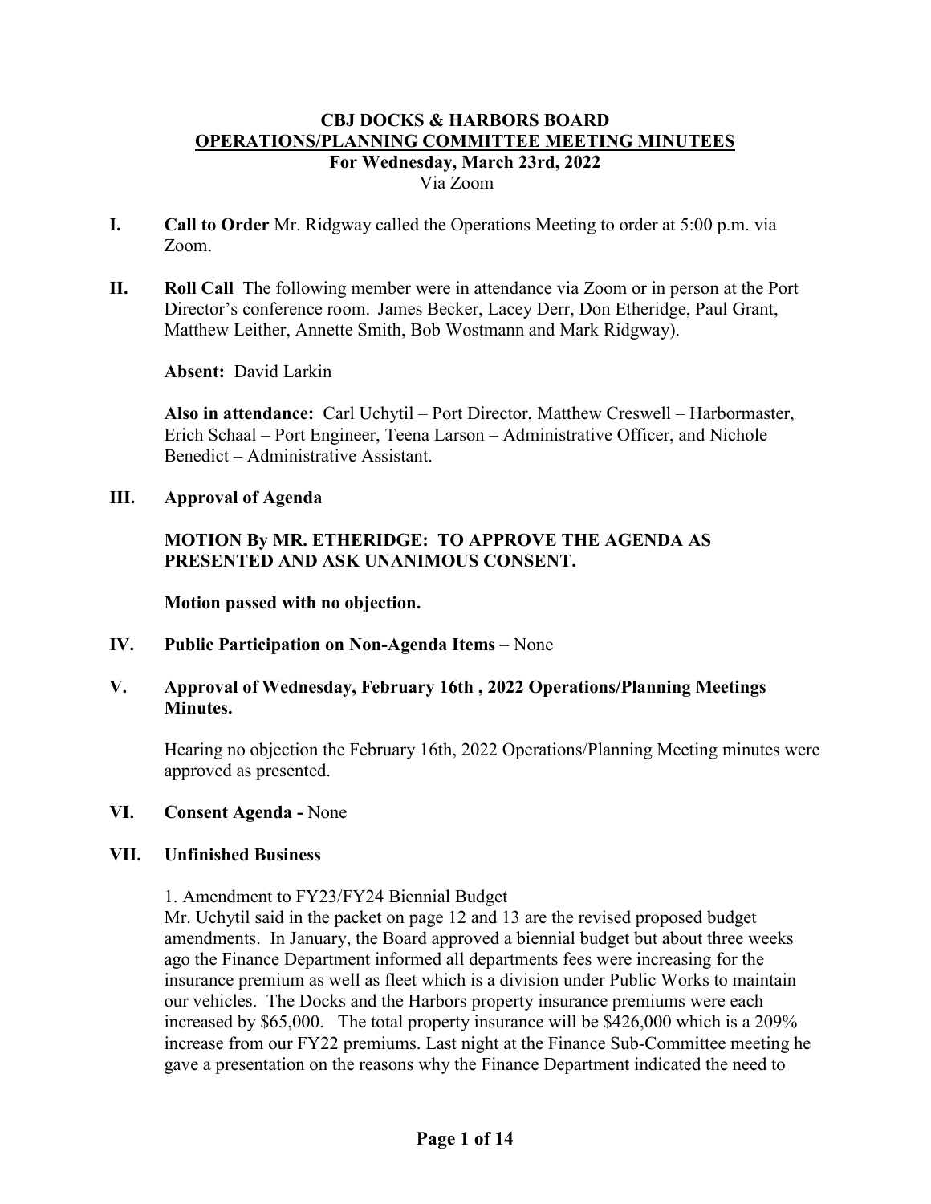# CBJ DOCKS & HARBORS BOARD

## OPERATIONS/PLANNING COMMITTEE MEETING MINUTEES

### For Wednesday, March 23rd, 2022

Via Zoom

**I. Call to Order** Mr. Ridgway called the Operations Meeting to order at 5:00 p.m. via Zoom.

**II. Roll Call** The following member were in attendance via Zoom or in person at the Port Director's conference room. James Becker, Lacey Derr, Don Etheridge, Paul Grant, Matthew Leither, Annette Smith, Bob Wostmann and Mark Ridgway).

**Absent:** David Larkin

**Also in attendance:** Carl Uchytil – Port Director, Matthew Creswell – Harbormaster, Erich Schaal – Port Engineer, Teena Larson – Administrative Officer, and Nichole Benedict – Administrative Assistant.

**III. Approval of Agenda**

**MOTION By MR. ETHERIDGE: TO APPROVE THE AGENDA AS PRESENTED AND ASK UNANIMOUS CONSENT.**

**Motion passed with no objection.**

**IV. Public Participation on Non-Agenda Items** – None

**V. Approval of Wednesday, February 16th , 2022 Operations/Planning Meetings Minutes.**

Hearing no objection the February 16th, 2022 Operations/Planning Meeting minutes were approved as presented.

**VI. Consent Agenda -** None

**VII. Unfinished Business**

1. Amendment to FY23/FY24 Biennial Budget

Mr. Uchytil said in the packet on page 12 and 13 are the revised proposed budget amendments. In January, the Board approved a biennial budget but about three weeks ago the Finance Department informed all departments fees were increasing for the insurance premium as well as fleet which is a division under Public Works to maintain our vehicles. The Docks and the Harbors property insurance premiums were each increased by $65,000. The total property insurance will be $426,000 which is a 209% increase from our FY22 premiums. Last night at the Finance Sub-Committee meeting he gave a presentation on the reasons why the Finance Department indicated the need to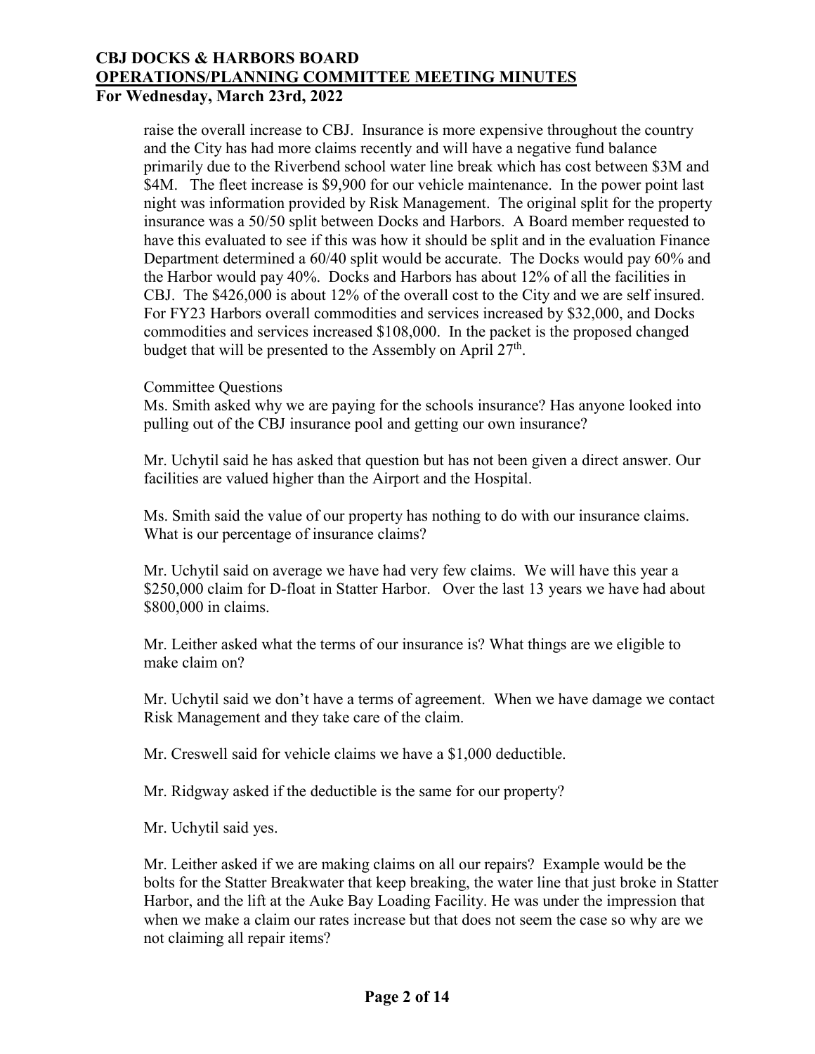raise the overall increase to CBJ. Insurance is more expensive throughout the country and the City has had more claims recently and will have a negative fund balance primarily due to the Riverbend school water line break which has cost between $3M and $4M. The fleet increase is $9,900 for our vehicle maintenance. In the power point last night was information provided by Risk Management. The original split for the property insurance was a 50/50 split between Docks and Harbors. A Board member requested to have this evaluated to see if this was how it should be split and in the evaluation Finance Department determined a 60/40 split would be accurate. The Docks would pay 60% and the Harbor would pay 40%. Docks and Harbors has about 12% of all the facilities in CBJ. The $426,000 is about 12% of the overall cost to the City and we are self insured. For FY23 Harbors overall commodities and services increased by $32,000, and Docks commodities and services increased $108,000. In the packet is the proposed changed budget that will be presented to the Assembly on April 27th.

Committee Questions

Ms. Smith asked why we are paying for the schools insurance? Has anyone looked into pulling out of the CBJ insurance pool and getting our own insurance?

Mr. Uchytil said he has asked that question but has not been given a direct answer. Our facilities are valued higher than the Airport and the Hospital.

Ms. Smith said the value of our property has nothing to do with our insurance claims. What is our percentage of insurance claims?

Mr. Uchytil said on average we have had very few claims. We will have this year a $250,000 claim for D-float in Statter Harbor. Over the last 13 years we have had about $800,000 in claims.

Mr. Leither asked what the terms of our insurance is? What things are we eligible to make claim on?

Mr. Uchytil said we don't have a terms of agreement. When we have damage we contact Risk Management and they take care of the claim.

Mr. Creswell said for vehicle claims we have a $1,000 deductible.

Mr. Ridgway asked if the deductible is the same for our property?

Mr. Uchytil said yes.

Mr. Leither asked if we are making claims on all our repairs? Example would be the bolts for the Statter Breakwater that keep breaking, the water line that just broke in Statter Harbor, and the lift at the Auke Bay Loading Facility. He was under the impression that when we make a claim our rates increase but that does not seem the case so why are we not claiming all repair items?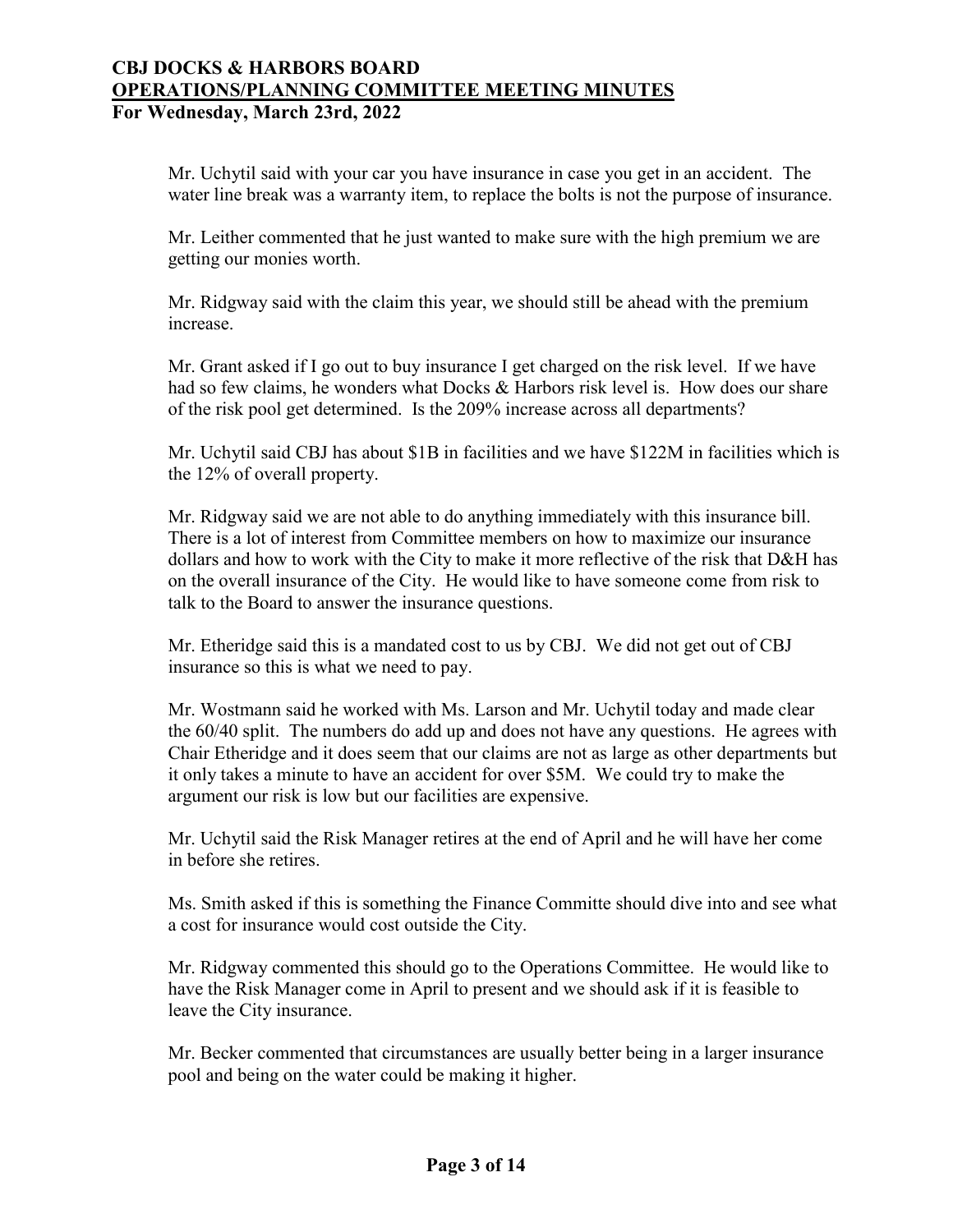Mr. Uchytil said with your car you have insurance in case you get in an accident. The water line break was a warranty item, to replace the bolts is not the purpose of insurance.

Mr. Leither commented that he just wanted to make sure with the high premium we are getting our monies worth.

Mr. Ridgway said with the claim this year, we should still be ahead with the premium increase.

Mr. Grant asked if I go out to buy insurance I get charged on the risk level. If we have had so few claims, he wonders what Docks & Harbors risk level is. How does our share of the risk pool get determined. Is the 209% increase across all departments?

Mr. Uchytil said CBJ has about $1B in facilities and we have $122M in facilities which is the 12% of overall property.

Mr. Ridgway said we are not able to do anything immediately with this insurance bill. There is a lot of interest from Committee members on how to maximize our insurance dollars and how to work with the City to make it more reflective of the risk that D&H has on the overall insurance of the City. He would like to have someone come from risk to talk to the Board to answer the insurance questions.

Mr. Etheridge said this is a mandated cost to us by CBJ. We did not get out of CBJ insurance so this is what we need to pay.

Mr. Wostmann said he worked with Ms. Larson and Mr. Uchytil today and made clear the 60/40 split. The numbers do add up and does not have any questions. He agrees with Chair Etheridge and it does seem that our claims are not as large as other departments but it only takes a minute to have an accident for over $5M. We could try to make the argument our risk is low but our facilities are expensive.

Mr. Uchytil said the Risk Manager retires at the end of April and he will have her come in before she retires.

Ms. Smith asked if this is something the Finance Committe should dive into and see what a cost for insurance would cost outside the City.

Mr. Ridgway commented this should go to the Operations Committee. He would like to have the Risk Manager come in April to present and we should ask if it is feasible to leave the City insurance.

Mr. Becker commented that circumstances are usually better being in a larger insurance pool and being on the water could be making it higher.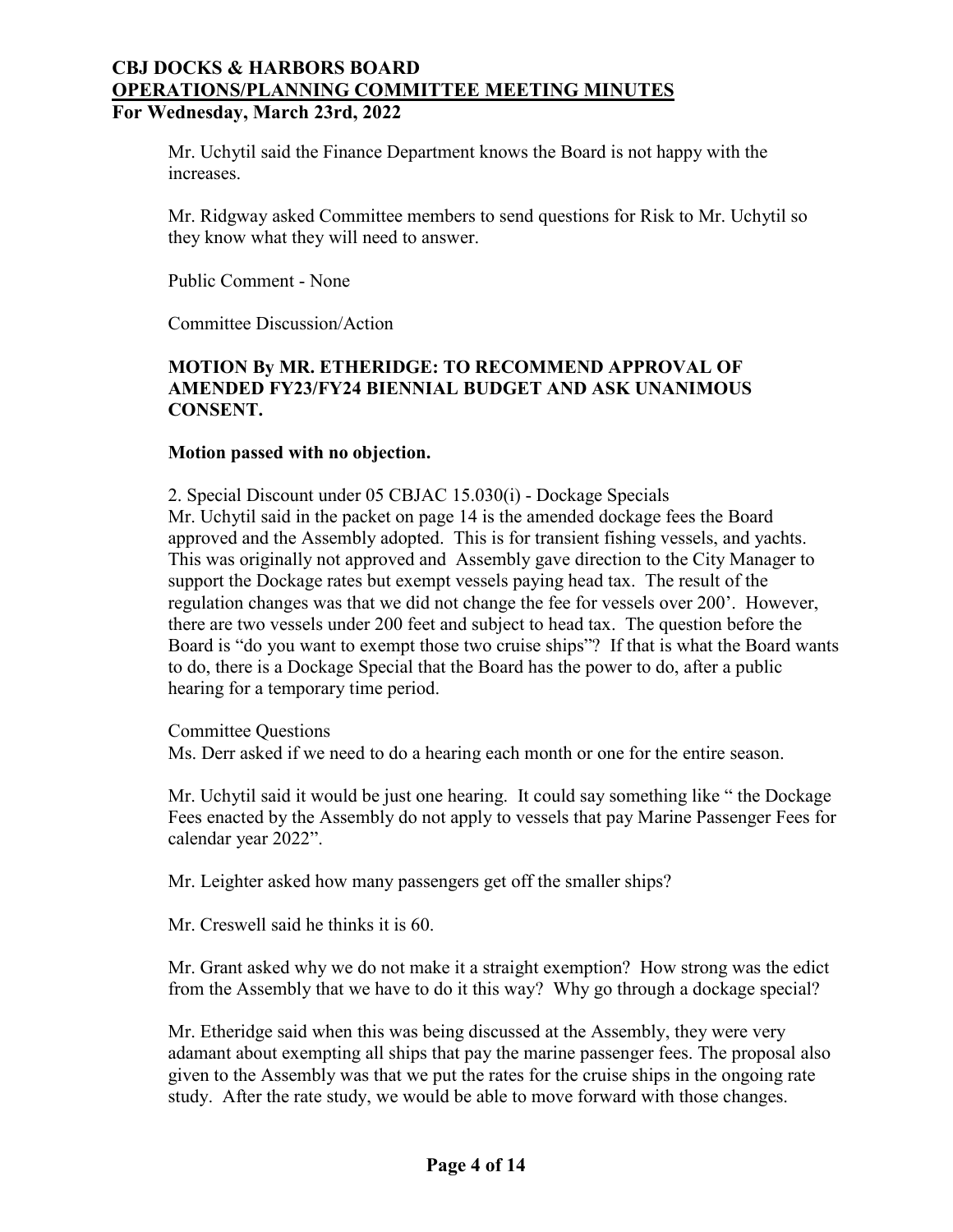Mr. Uchytil said the Finance Department knows the Board is not happy with the increases.

Mr. Ridgway asked Committee members to send questions for Risk to Mr. Uchytil so they know what they will need to answer.

Public Comment - None

Committee Discussion/Action

**MOTION By MR. ETHERIDGE: TO RECOMMEND APPROVAL OF AMENDED FY23/FY24 BIENNIAL BUDGET AND ASK UNANIMOUS CONSENT.**

**Motion passed with no objection.**

2. Special Discount under 05 CBJAC 15.030(i) - Dockage Specials

Mr. Uchytil said in the packet on page 14 is the amended dockage fees the Board approved and the Assembly adopted. This is for transient fishing vessels, and yachts. This was originally not approved and Assembly gave direction to the City Manager to support the Dockage rates but exempt vessels paying head tax. The result of the regulation changes was that we did not change the fee for vessels over 200'. However, there are two vessels under 200 feet and subject to head tax. The question before the Board is "do you want to exempt those two cruise ships"? If that is what the Board wants to do, there is a Dockage Special that the Board has the power to do, after a public hearing for a temporary time period.

Committee Questions

Ms. Derr asked if we need to do a hearing each month or one for the entire season.

Mr. Uchytil said it would be just one hearing. It could say something like " the Dockage Fees enacted by the Assembly do not apply to vessels that pay Marine Passenger Fees for calendar year 2022".

Mr. Leighter asked how many passengers get off the smaller ships?

Mr. Creswell said he thinks it is 60.

Mr. Grant asked why we do not make it a straight exemption? How strong was the edict from the Assembly that we have to do it this way? Why go through a dockage special?

Mr. Etheridge said when this was being discussed at the Assembly, they were very adamant about exempting all ships that pay the marine passenger fees. The proposal also given to the Assembly was that we put the rates for the cruise ships in the ongoing rate study. After the rate study, we would be able to move forward with those changes.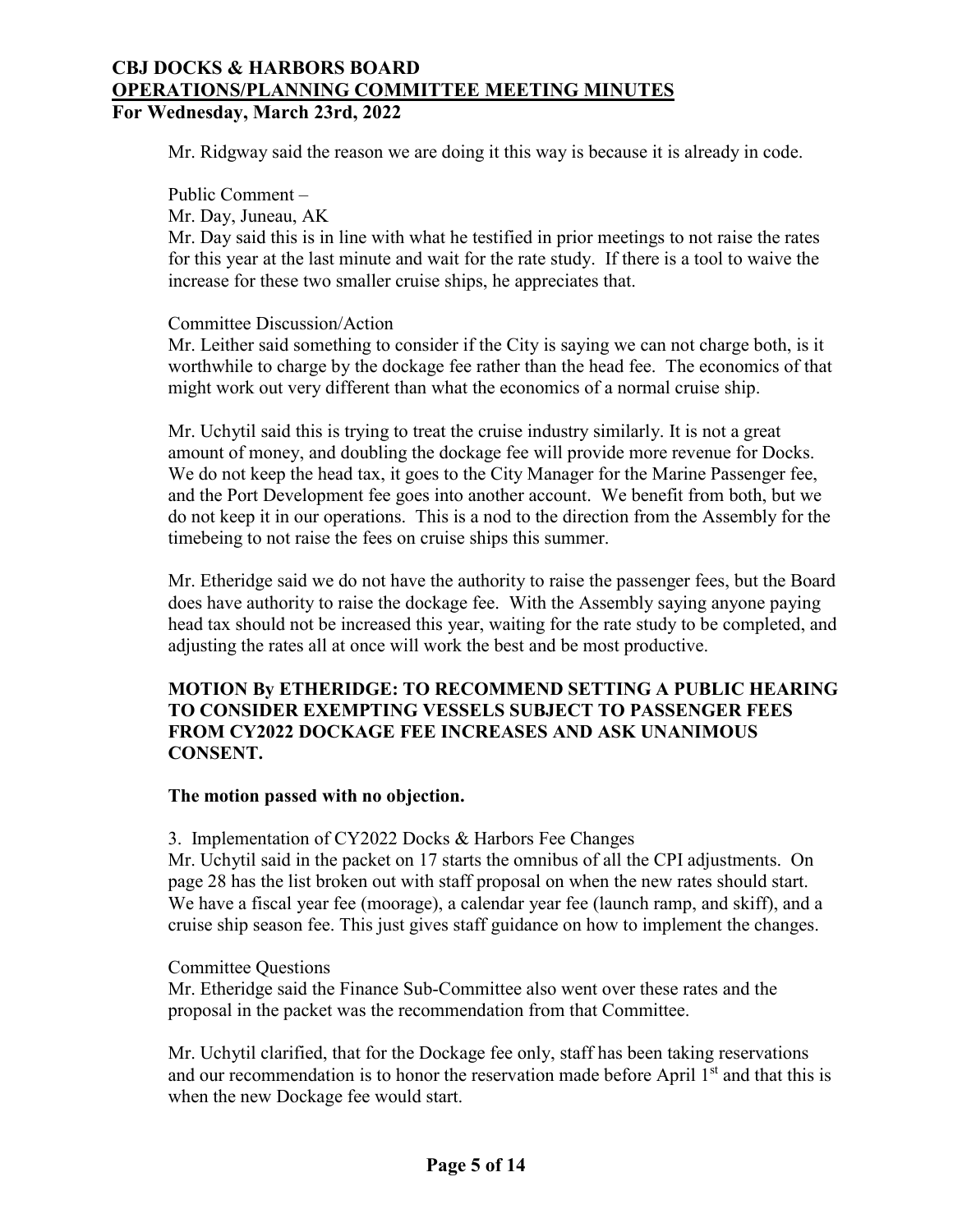Mr. Ridgway said the reason we are doing it this way is because it is already in code.

Public Comment –

Mr. Day, Juneau, AK

Mr. Day said this is in line with what he testified in prior meetings to not raise the rates for this year at the last minute and wait for the rate study. If there is a tool to waive the increase for these two smaller cruise ships, he appreciates that.

Committee Discussion/Action

Mr. Leither said something to consider if the City is saying we can not charge both, is it worthwhile to charge by the dockage fee rather than the head fee. The economics of that might work out very different than what the economics of a normal cruise ship.

Mr. Uchytil said this is trying to treat the cruise industry similarly. It is not a great amount of money, and doubling the dockage fee will provide more revenue for Docks. We do not keep the head tax, it goes to the City Manager for the Marine Passenger fee, and the Port Development fee goes into another account. We benefit from both, but we do not keep it in our operations. This is a nod to the direction from the Assembly for the timebeing to not raise the fees on cruise ships this summer.

Mr. Etheridge said we do not have the authority to raise the passenger fees, but the Board does have authority to raise the dockage fee. With the Assembly saying anyone paying head tax should not be increased this year, waiting for the rate study to be completed, and adjusting the rates all at once will work the best and be most productive.

**MOTION By ETHERIDGE: TO RECOMMEND SETTING A PUBLIC HEARING TO CONSIDER EXEMPTING VESSELS SUBJECT TO PASSENGER FEES FROM CY2022 DOCKAGE FEE INCREASES AND ASK UNANIMOUS CONSENT.**

**The motion passed with no objection.**

3. Implementation of CY2022 Docks & Harbors Fee Changes

Mr. Uchytil said in the packet on 17 starts the omnibus of all the CPI adjustments. On page 28 has the list broken out with staff proposal on when the new rates should start. We have a fiscal year fee (moorage), a calendar year fee (launch ramp, and skiff), and a cruise ship season fee. This just gives staff guidance on how to implement the changes.

Committee Questions

Mr. Etheridge said the Finance Sub-Committee also went over these rates and the proposal in the packet was the recommendation from that Committee.

Mr. Uchytil clarified, that for the Dockage fee only, staff has been taking reservations and our recommendation is to honor the reservation made before April 1st and that this is when the new Dockage fee would start.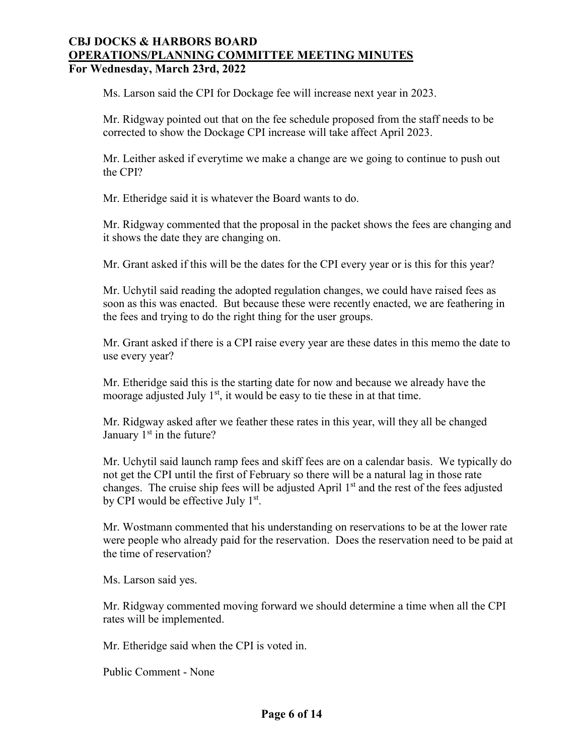Ms. Larson said the CPI for Dockage fee will increase next year in 2023.

Mr. Ridgway pointed out that on the fee schedule proposed from the staff needs to be corrected to show the Dockage CPI increase will take affect April 2023.

Mr. Leither asked if everytime we make a change are we going to continue to push out the CPI?

Mr. Etheridge said it is whatever the Board wants to do.

Mr. Ridgway commented that the proposal in the packet shows the fees are changing and it shows the date they are changing on.

Mr. Grant asked if this will be the dates for the CPI every year or is this for this year?

Mr. Uchytil said reading the adopted regulation changes, we could have raised fees as soon as this was enacted. But because these were recently enacted, we are feathering in the fees and trying to do the right thing for the user groups.

Mr. Grant asked if there is a CPI raise every year are these dates in this memo the date to use every year?

Mr. Etheridge said this is the starting date for now and because we already have the moorage adjusted July 1st, it would be easy to tie these in at that time.

Mr. Ridgway asked after we feather these rates in this year, will they all be changed January 1st in the future?

Mr. Uchytil said launch ramp fees and skiff fees are on a calendar basis. We typically do not get the CPI until the first of February so there will be a natural lag in those rate changes. The cruise ship fees will be adjusted April 1st and the rest of the fees adjusted by CPI would be effective July 1st.

Mr. Wostmann commented that his understanding on reservations to be at the lower rate were people who already paid for the reservation. Does the reservation need to be paid at the time of reservation?

Ms. Larson said yes.

Mr. Ridgway commented moving forward we should determine a time when all the CPI rates will be implemented.

Mr. Etheridge said when the CPI is voted in.

Public Comment - None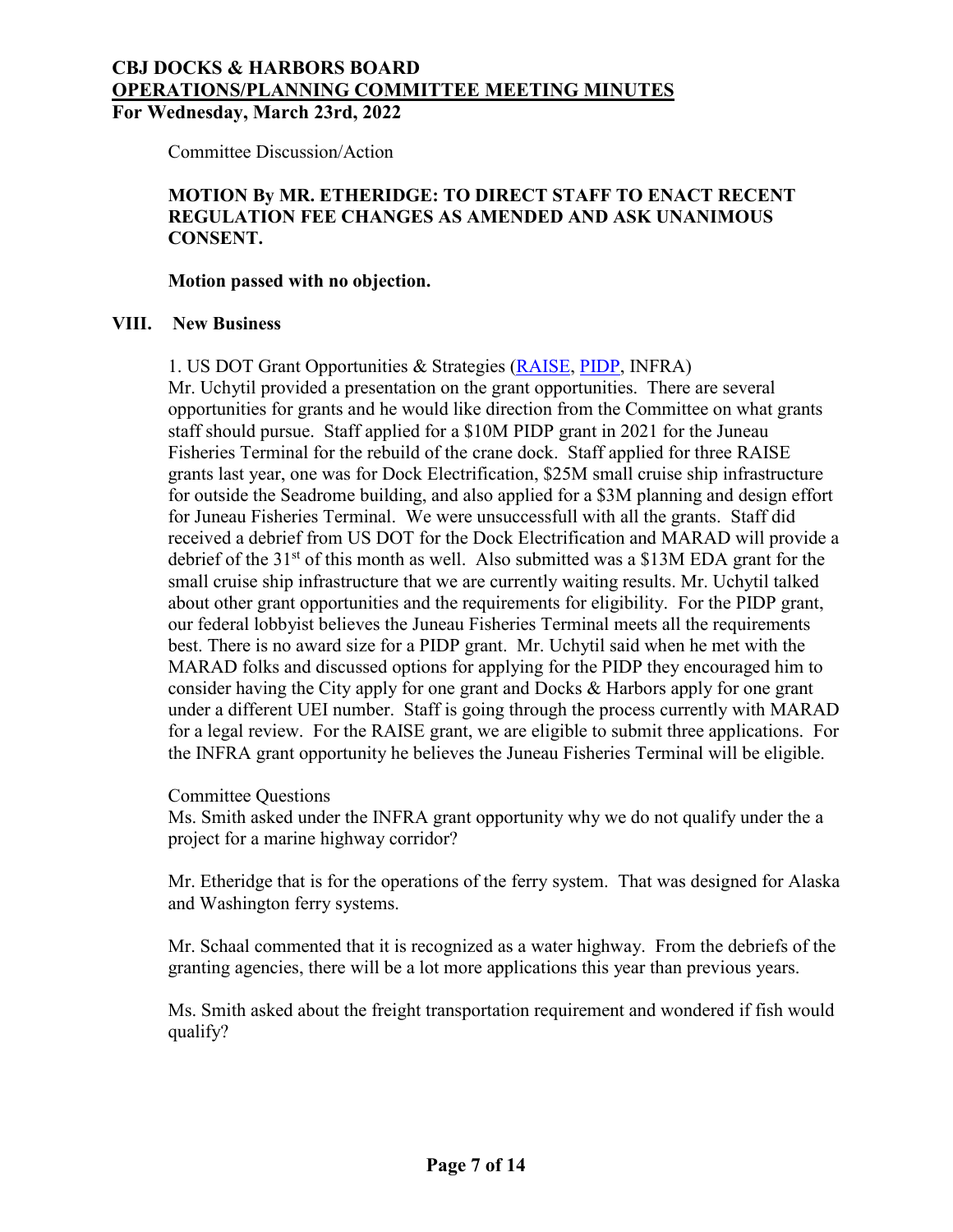Committee Discussion/Action

**MOTION By MR. ETHERIDGE: TO DIRECT STAFF TO ENACT RECENT REGULATION FEE CHANGES AS AMENDED AND ASK UNANIMOUS CONSENT.**

**Motion passed with no objection.**

## VIII. New Business

1. US DOT Grant Opportunities & Strategies (RAISE, PIDP, INFRA)
Mr. Uchytil provided a presentation on the grant opportunities. There are several opportunities for grants and he would like direction from the Committee on what grants staff should pursue. Staff applied for a $10M PIDP grant in 2021 for the Juneau Fisheries Terminal for the rebuild of the crane dock. Staff applied for three RAISE grants last year, one was for Dock Electrification, $25M small cruise ship infrastructure for outside the Seadrome building, and also applied for a $3M planning and design effort for Juneau Fisheries Terminal. We were unsuccessfull with all the grants. Staff did received a debrief from US DOT for the Dock Electrification and MARAD will provide a debrief of the 31st of this month as well. Also submitted was a $13M EDA grant for the small cruise ship infrastructure that we are currently waiting results. Mr. Uchytil talked about other grant opportunities and the requirements for eligibility. For the PIDP grant, our federal lobbyist believes the Juneau Fisheries Terminal meets all the requirements best. There is no award size for a PIDP grant. Mr. Uchytil said when he met with the MARAD folks and discussed options for applying for the PIDP they encouraged him to consider having the City apply for one grant and Docks & Harbors apply for one grant under a different UEI number. Staff is going through the process currently with MARAD for a legal review. For the RAISE grant, we are eligible to submit three applications. For the INFRA grant opportunity he believes the Juneau Fisheries Terminal will be eligible.

Committee Questions
Ms. Smith asked under the INFRA grant opportunity why we do not qualify under the a project for a marine highway corridor?

Mr. Etheridge that is for the operations of the ferry system. That was designed for Alaska and Washington ferry systems.

Mr. Schaal commented that it is recognized as a water highway. From the debriefs of the granting agencies, there will be a lot more applications this year than previous years.

Ms. Smith asked about the freight transportation requirement and wondered if fish would qualify?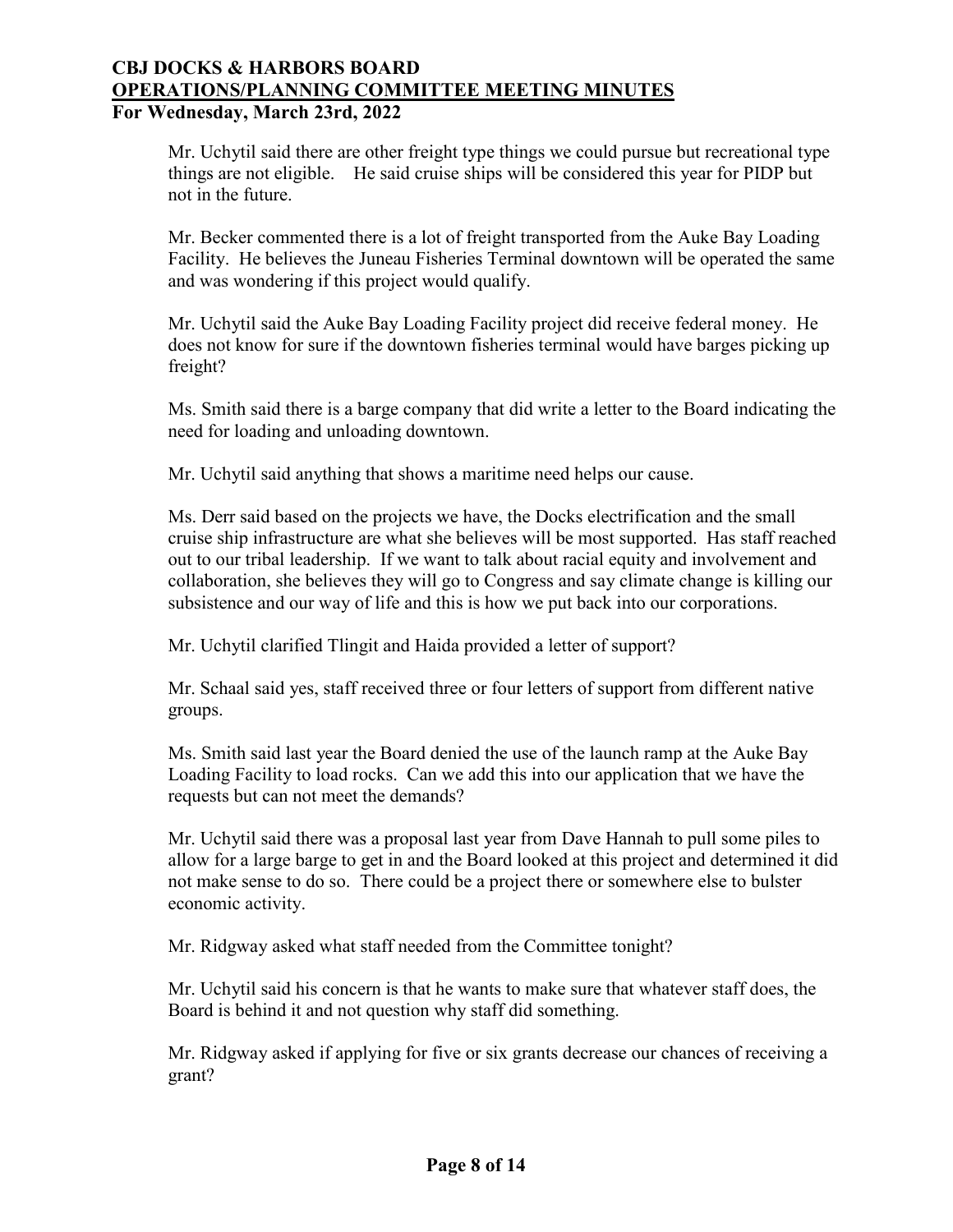Mr. Uchytil said there are other freight type things we could pursue but recreational type things are not eligible. He said cruise ships will be considered this year for PIDP but not in the future.

Mr. Becker commented there is a lot of freight transported from the Auke Bay Loading Facility. He believes the Juneau Fisheries Terminal downtown will be operated the same and was wondering if this project would qualify.

Mr. Uchytil said the Auke Bay Loading Facility project did receive federal money. He does not know for sure if the downtown fisheries terminal would have barges picking up freight?

Ms. Smith said there is a barge company that did write a letter to the Board indicating the need for loading and unloading downtown.

Mr. Uchytil said anything that shows a maritime need helps our cause.

Ms. Derr said based on the projects we have, the Docks electrification and the small cruise ship infrastructure are what she believes will be most supported. Has staff reached out to our tribal leadership. If we want to talk about racial equity and involvement and collaboration, she believes they will go to Congress and say climate change is killing our subsistence and our way of life and this is how we put back into our corporations.

Mr. Uchytil clarified Tlingit and Haida provided a letter of support?

Mr. Schaal said yes, staff received three or four letters of support from different native groups.

Ms. Smith said last year the Board denied the use of the launch ramp at the Auke Bay Loading Facility to load rocks. Can we add this into our application that we have the requests but can not meet the demands?

Mr. Uchytil said there was a proposal last year from Dave Hannah to pull some piles to allow for a large barge to get in and the Board looked at this project and determined it did not make sense to do so. There could be a project there or somewhere else to bulster economic activity.

Mr. Ridgway asked what staff needed from the Committee tonight?

Mr. Uchytil said his concern is that he wants to make sure that whatever staff does, the Board is behind it and not question why staff did something.

Mr. Ridgway asked if applying for five or six grants decrease our chances of receiving a grant?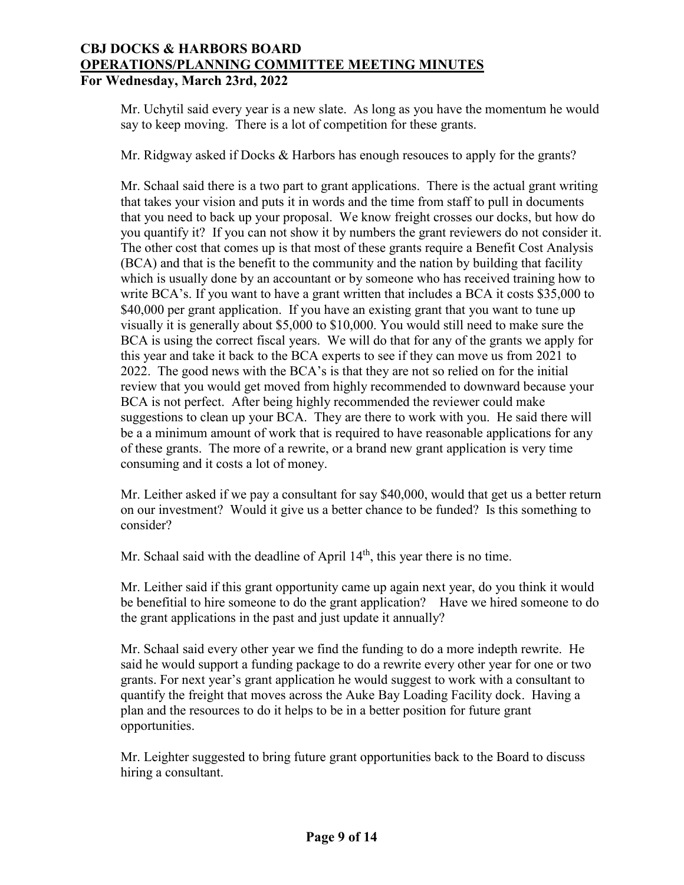Mr. Uchytil said every year is a new slate. As long as you have the momentum he would say to keep moving. There is a lot of competition for these grants.

Mr. Ridgway asked if Docks & Harbors has enough resouces to apply for the grants?

Mr. Schaal said there is a two part to grant applications. There is the actual grant writing that takes your vision and puts it in words and the time from staff to pull in documents that you need to back up your proposal. We know freight crosses our docks, but how do you quantify it? If you can not show it by numbers the grant reviewers do not consider it. The other cost that comes up is that most of these grants require a Benefit Cost Analysis (BCA) and that is the benefit to the community and the nation by building that facility which is usually done by an accountant or by someone who has received training how to write BCA's. If you want to have a grant written that includes a BCA it costs $35,000 to $40,000 per grant application. If you have an existing grant that you want to tune up visually it is generally about $5,000 to $10,000. You would still need to make sure the BCA is using the correct fiscal years. We will do that for any of the grants we apply for this year and take it back to the BCA experts to see if they can move us from 2021 to 2022. The good news with the BCA's is that they are not so relied on for the initial review that you would get moved from highly recommended to downward because your BCA is not perfect. After being highly recommended the reviewer could make suggestions to clean up your BCA. They are there to work with you. He said there will be a a minimum amount of work that is required to have reasonable applications for any of these grants. The more of a rewrite, or a brand new grant application is very time consuming and it costs a lot of money.

Mr. Leither asked if we pay a consultant for say $40,000, would that get us a better return on our investment? Would it give us a better chance to be funded? Is this something to consider?

Mr. Schaal said with the deadline of April 14th, this year there is no time.

Mr. Leither said if this grant opportunity came up again next year, do you think it would be benefitial to hire someone to do the grant application? Have we hired someone to do the grant applications in the past and just update it annually?

Mr. Schaal said every other year we find the funding to do a more indepth rewrite. He said he would support a funding package to do a rewrite every other year for one or two grants. For next year's grant application he would suggest to work with a consultant to quantify the freight that moves across the Auke Bay Loading Facility dock. Having a plan and the resources to do it helps to be in a better position for future grant opportunities.

Mr. Leighter suggested to bring future grant opportunities back to the Board to discuss hiring a consultant.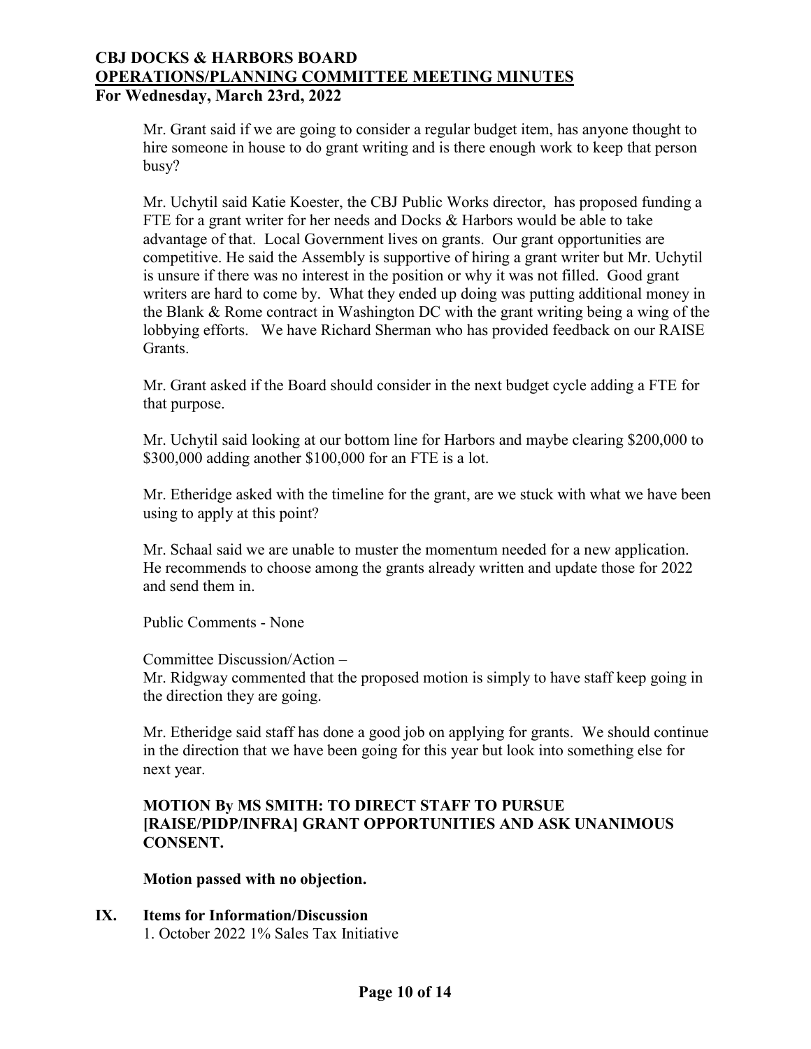Mr. Grant said if we are going to consider a regular budget item, has anyone thought to hire someone in house to do grant writing and is there enough work to keep that person busy?

Mr. Uchytil said Katie Koester, the CBJ Public Works director, has proposed funding a FTE for a grant writer for her needs and Docks & Harbors would be able to take advantage of that. Local Government lives on grants. Our grant opportunities are competitive. He said the Assembly is supportive of hiring a grant writer but Mr. Uchytil is unsure if there was no interest in the position or why it was not filled. Good grant writers are hard to come by. What they ended up doing was putting additional money in the Blank & Rome contract in Washington DC with the grant writing being a wing of the lobbying efforts. We have Richard Sherman who has provided feedback on our RAISE Grants.

Mr. Grant asked if the Board should consider in the next budget cycle adding a FTE for that purpose.

Mr. Uchytil said looking at our bottom line for Harbors and maybe clearing $200,000 to $300,000 adding another $100,000 for an FTE is a lot.

Mr. Etheridge asked with the timeline for the grant, are we stuck with what we have been using to apply at this point?

Mr. Schaal said we are unable to muster the momentum needed for a new application. He recommends to choose among the grants already written and update those for 2022 and send them in.

Public Comments - None

Committee Discussion/Action –
Mr. Ridgway commented that the proposed motion is simply to have staff keep going in the direction they are going.

Mr. Etheridge said staff has done a good job on applying for grants. We should continue in the direction that we have been going for this year but look into something else for next year.

**MOTION By MS SMITH: TO DIRECT STAFF TO PURSUE [RAISE/PIDP/INFRA] GRANT OPPORTUNITIES AND ASK UNANIMOUS CONSENT.**

**Motion passed with no objection.**

## IX. Items for Information/Discussion

1. October 2022 1% Sales Tax Initiative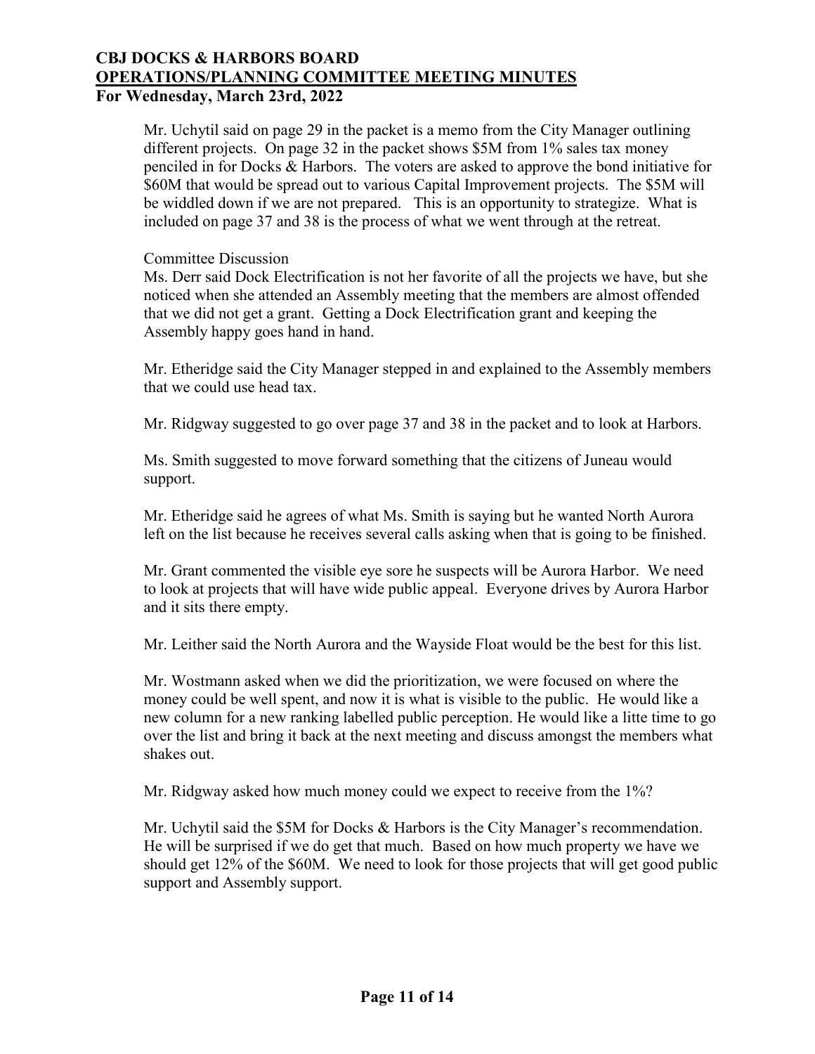Mr. Uchytil said on page 29 in the packet is a memo from the City Manager outlining different projects. On page 32 in the packet shows $5M from 1% sales tax money penciled in for Docks & Harbors. The voters are asked to approve the bond initiative for $60M that would be spread out to various Capital Improvement projects. The $5M will be widdled down if we are not prepared. This is an opportunity to strategize. What is included on page 37 and 38 is the process of what we went through at the retreat.

Committee Discussion

Ms. Derr said Dock Electrification is not her favorite of all the projects we have, but she noticed when she attended an Assembly meeting that the members are almost offended that we did not get a grant. Getting a Dock Electrification grant and keeping the Assembly happy goes hand in hand.

Mr. Etheridge said the City Manager stepped in and explained to the Assembly members that we could use head tax.

Mr. Ridgway suggested to go over page 37 and 38 in the packet and to look at Harbors.

Ms. Smith suggested to move forward something that the citizens of Juneau would support.

Mr. Etheridge said he agrees of what Ms. Smith is saying but he wanted North Aurora left on the list because he receives several calls asking when that is going to be finished.

Mr. Grant commented the visible eye sore he suspects will be Aurora Harbor. We need to look at projects that will have wide public appeal. Everyone drives by Aurora Harbor and it sits there empty.

Mr. Leither said the North Aurora and the Wayside Float would be the best for this list.

Mr. Wostmann asked when we did the prioritization, we were focused on where the money could be well spent, and now it is what is visible to the public. He would like a new column for a new ranking labelled public perception. He would like a litte time to go over the list and bring it back at the next meeting and discuss amongst the members what shakes out.

Mr. Ridgway asked how much money could we expect to receive from the 1%?

Mr. Uchytil said the $5M for Docks & Harbors is the City Manager's recommendation. He will be surprised if we do get that much. Based on how much property we have we should get 12% of the $60M. We need to look for those projects that will get good public support and Assembly support.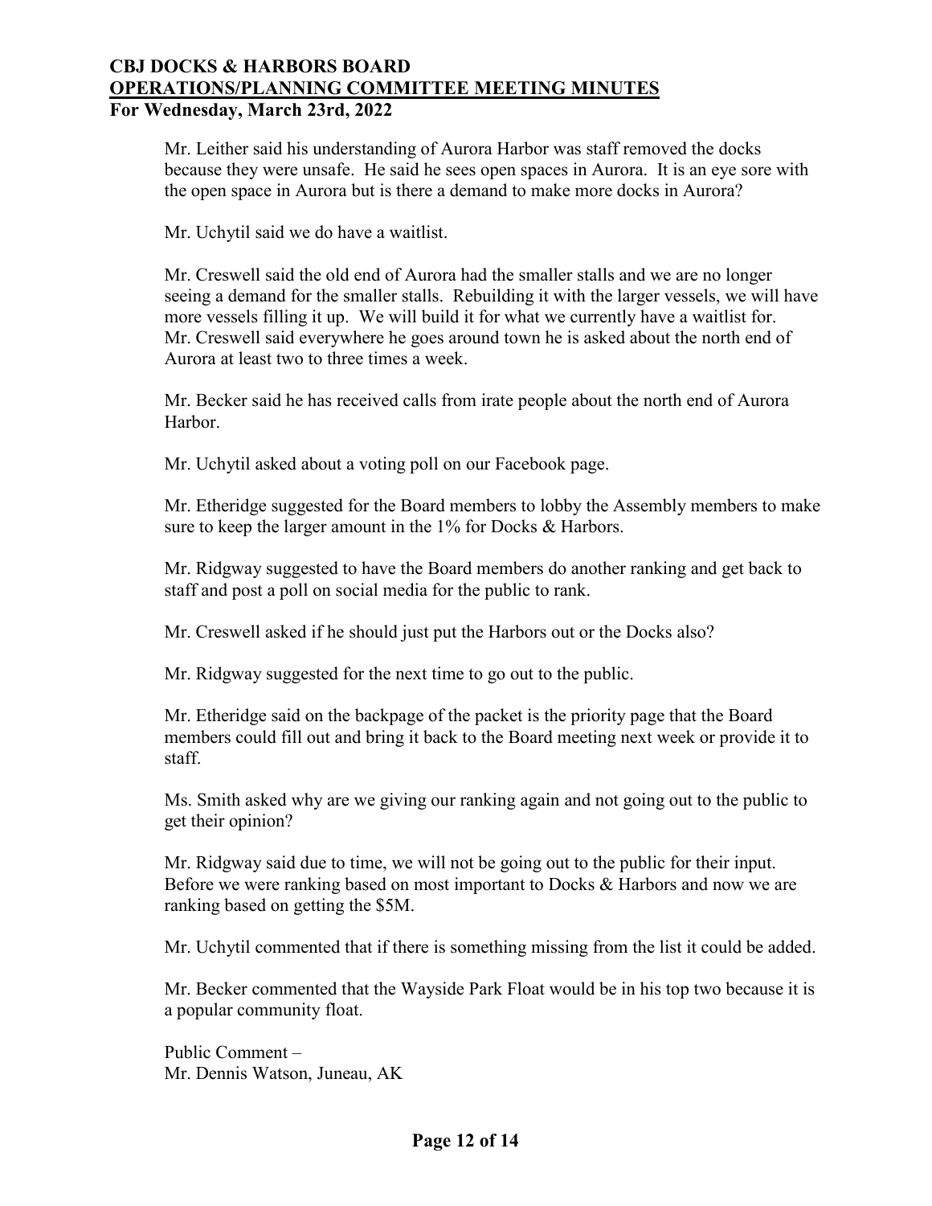Mr. Leither said his understanding of Aurora Harbor was staff removed the docks because they were unsafe. He said he sees open spaces in Aurora. It is an eye sore with the open space in Aurora but is there a demand to make more docks in Aurora?

Mr. Uchytil said we do have a waitlist.

Mr. Creswell said the old end of Aurora had the smaller stalls and we are no longer seeing a demand for the smaller stalls. Rebuilding it with the larger vessels, we will have more vessels filling it up. We will build it for what we currently have a waitlist for. Mr. Creswell said everywhere he goes around town he is asked about the north end of Aurora at least two to three times a week.

Mr. Becker said he has received calls from irate people about the north end of Aurora Harbor.

Mr. Uchytil asked about a voting poll on our Facebook page.

Mr. Etheridge suggested for the Board members to lobby the Assembly members to make sure to keep the larger amount in the 1% for Docks & Harbors.

Mr. Ridgway suggested to have the Board members do another ranking and get back to staff and post a poll on social media for the public to rank.

Mr. Creswell asked if he should just put the Harbors out or the Docks also?

Mr. Ridgway suggested for the next time to go out to the public.

Mr. Etheridge said on the backpage of the packet is the priority page that the Board members could fill out and bring it back to the Board meeting next week or provide it to staff.

Ms. Smith asked why are we giving our ranking again and not going out to the public to get their opinion?

Mr. Ridgway said due to time, we will not be going out to the public for their input. Before we were ranking based on most important to Docks & Harbors and now we are ranking based on getting the $5M.

Mr. Uchytil commented that if there is something missing from the list it could be added.

Mr. Becker commented that the Wayside Park Float would be in his top two because it is a popular community float.

Public Comment –
Mr. Dennis Watson, Juneau, AK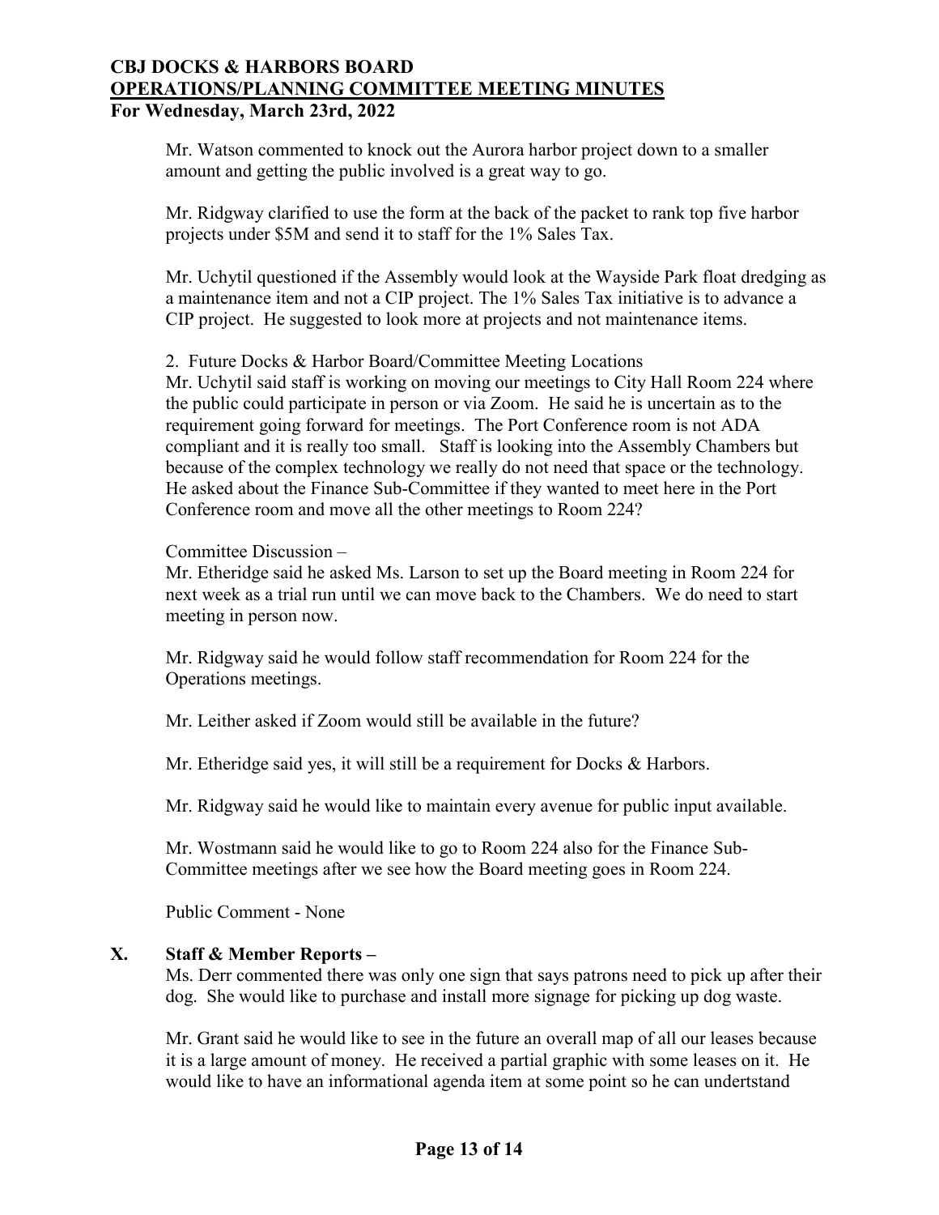Mr. Watson commented to knock out the Aurora harbor project down to a smaller amount and getting the public involved is a great way to go.

Mr. Ridgway clarified to use the form at the back of the packet to rank top five harbor projects under $5M and send it to staff for the 1% Sales Tax.

Mr. Uchytil questioned if the Assembly would look at the Wayside Park float dredging as a maintenance item and not a CIP project. The 1% Sales Tax initiative is to advance a CIP project. He suggested to look more at projects and not maintenance items.

2. Future Docks & Harbor Board/Committee Meeting Locations

Mr. Uchytil said staff is working on moving our meetings to City Hall Room 224 where the public could participate in person or via Zoom. He said he is uncertain as to the requirement going forward for meetings. The Port Conference room is not ADA compliant and it is really too small. Staff is looking into the Assembly Chambers but because of the complex technology we really do not need that space or the technology. He asked about the Finance Sub-Committee if they wanted to meet here in the Port Conference room and move all the other meetings to Room 224?

Committee Discussion –

Mr. Etheridge said he asked Ms. Larson to set up the Board meeting in Room 224 for next week as a trial run until we can move back to the Chambers. We do need to start meeting in person now.

Mr. Ridgway said he would follow staff recommendation for Room 224 for the Operations meetings.

Mr. Leither asked if Zoom would still be available in the future?

Mr. Etheridge said yes, it will still be a requirement for Docks & Harbors.

Mr. Ridgway said he would like to maintain every avenue for public input available.

Mr. Wostmann said he would like to go to Room 224 also for the Finance Sub-Committee meetings after we see how the Board meeting goes in Room 224.

Public Comment - None

## X. Staff & Member Reports –

Ms. Derr commented there was only one sign that says patrons need to pick up after their dog. She would like to purchase and install more signage for picking up dog waste.

Mr. Grant said he would like to see in the future an overall map of all our leases because it is a large amount of money. He received a partial graphic with some leases on it. He would like to have an informational agenda item at some point so he can undertstand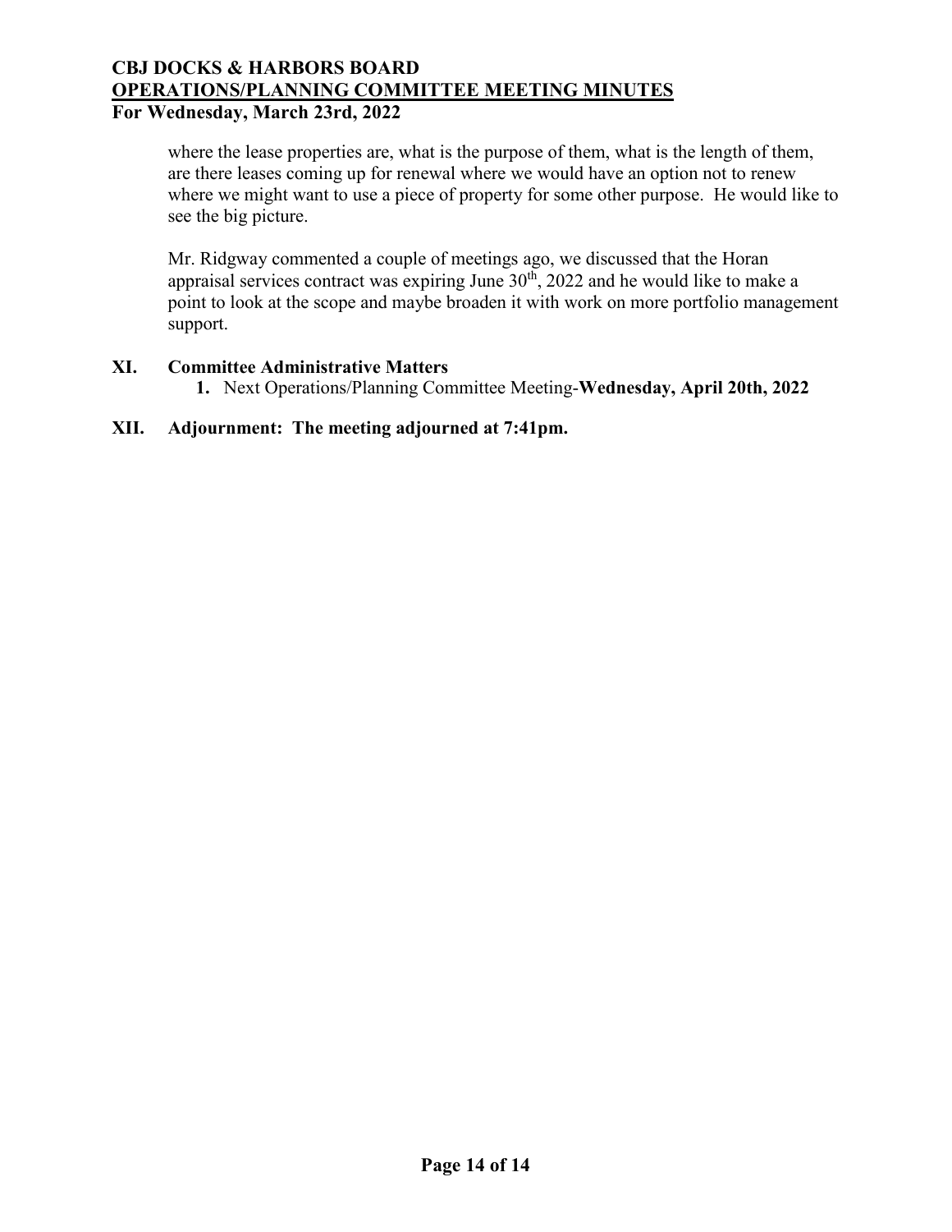where the lease properties are, what is the purpose of them, what is the length of them, are there leases coming up for renewal where we would have an option not to renew where we might want to use a piece of property for some other purpose. He would like to see the big picture.

Mr. Ridgway commented a couple of meetings ago, we discussed that the Horan appraisal services contract was expiring June 30th, 2022 and he would like to make a point to look at the scope and maybe broaden it with work on more portfolio management support.

## XI. Committee Administrative Matters

1. Next Operations/Planning Committee Meeting-**Wednesday, April 20th, 2022**

## XII. Adjournment: The meeting adjourned at 7:41pm.